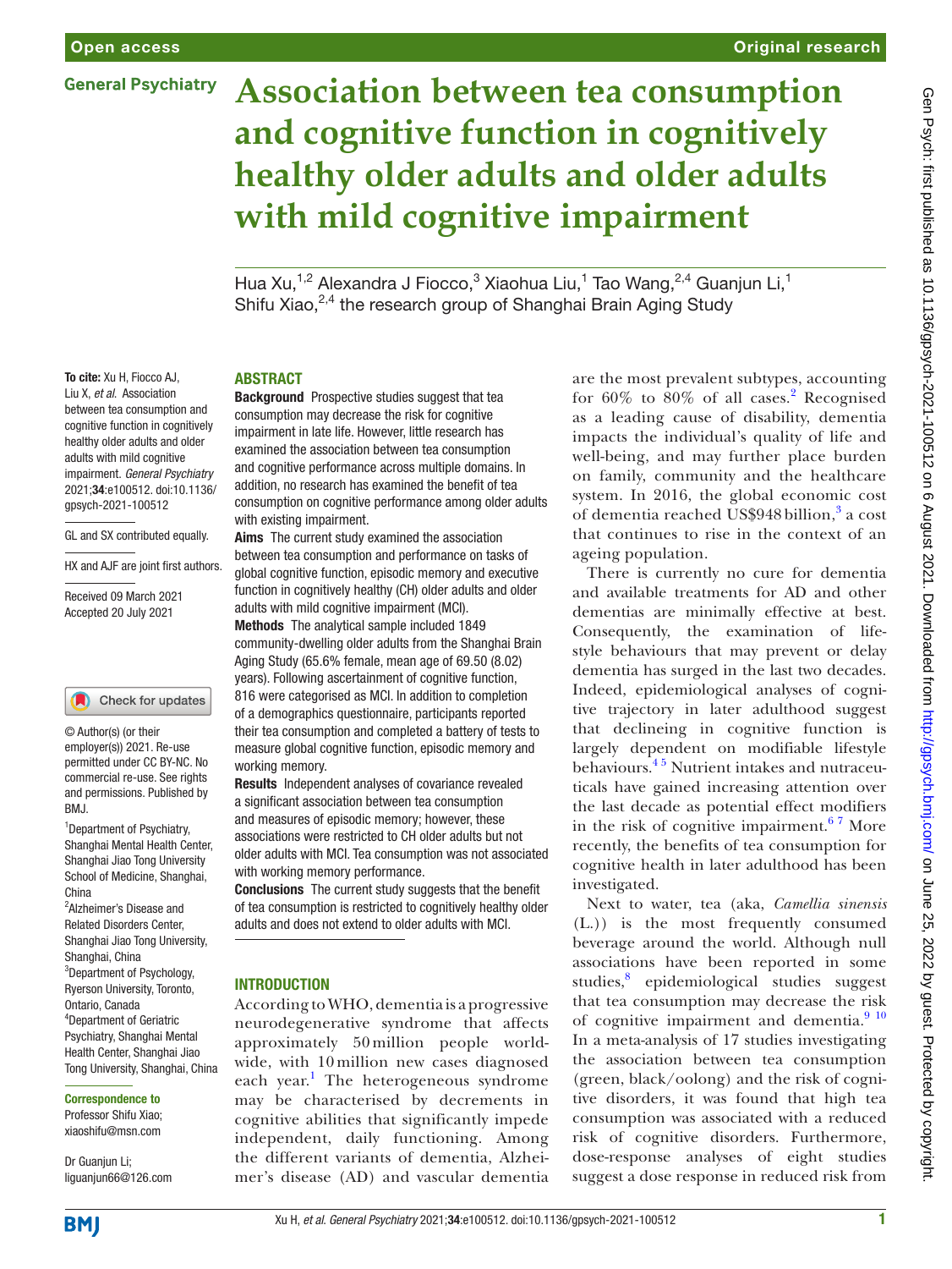Open access

Original research

General Psychiatry

# Association between tea consumption and cognitive function in cognitively healthy older adults and older adults with mild cognitive impairment

Hua Xu,[1,2] Alexandra J Fiocco,[3] Xiaohua Liu,[1] Tao Wang,[2,4] Guanjun Li,[1] Shifu Xiao,[2,4] the research group of Shanghai Brain Aging Study

**To cite:** Xu H, Fiocco AJ, Liu X, *et al*. Association between tea consumption and cognitive function in cognitively healthy older adults and older adults with mild cognitive impairment. *General Psychiatry* 2021;**34**:e100512. doi:10.1136/gpsych-2021-100512

GL and SX contributed equally.

HX and AJF are joint first authors.

Received 09 March 2021
Accepted 20 July 2021

© Author(s) (or their employer(s)) 2021. Re-use permitted under CC BY-NC. No commercial re-use. See rights and permissions. Published by BMJ.

[1]Department of Psychiatry, Shanghai Mental Health Center, Shanghai Jiao Tong University School of Medicine, Shanghai, China
[2]Alzheimer's Disease and Related Disorders Center, Shanghai Jiao Tong University, Shanghai, China
[3]Department of Psychology, Ryerson University, Toronto, Ontario, Canada
[4]Department of Geriatric Psychiatry, Shanghai Mental Health Center, Shanghai Jiao Tong University, Shanghai, China

**Correspondence to**
Professor Shifu Xiao; xiaoshifu@msn.com

Dr Guanjun Li; liguanjun66@126.com

## ABSTRACT

**Background** Prospective studies suggest that tea consumption may decrease the risk for cognitive impairment in late life. However, little research has examined the association between tea consumption and cognitive performance across multiple domains. In addition, no research has examined the benefit of tea consumption on cognitive performance among older adults with existing impairment.

**Aims** The current study examined the association between tea consumption and performance on tasks of global cognitive function, episodic memory and executive function in cognitively healthy (CH) older adults and older adults with mild cognitive impairment (MCI).

**Methods** The analytical sample included 1849 community-dwelling older adults from the Shanghai Brain Aging Study (65.6% female, mean age of 69.50 (8.02) years). Following ascertainment of cognitive function, 816 were categorised as MCI. In addition to completion of a demographics questionnaire, participants reported their tea consumption and completed a battery of tests to measure global cognitive function, episodic memory and working memory.

**Results** Independent analyses of covariance revealed a significant association between tea consumption and measures of episodic memory; however, these associations were restricted to CH older adults but not older adults with MCI. Tea consumption was not associated with working memory performance.

**Conclusions** The current study suggests that the benefit of tea consumption is restricted to cognitively healthy older adults and does not extend to older adults with MCI.

## INTRODUCTION

According to WHO, dementia is a progressive neurodegenerative syndrome that affects approximately 50 million people worldwide, with 10 million new cases diagnosed each year.[1] The heterogeneous syndrome may be characterised by decrements in cognitive abilities that significantly impede independent, daily functioning. Among the different variants of dementia, Alzheimer's disease (AD) and vascular dementia are the most prevalent subtypes, accounting for 60% to 80% of all cases.[2] Recognised as a leading cause of disability, dementia impacts the individual's quality of life and well-being, and may further place burden on family, community and the healthcare system. In 2016, the global economic cost of dementia reached US$948 billion,[3] a cost that continues to rise in the context of an ageing population.

There is currently no cure for dementia and available treatments for AD and other dementias are minimally effective at best. Consequently, the examination of lifestyle behaviours that may prevent or delay dementia has surged in the last two decades. Indeed, epidemiological analyses of cognitive trajectory in later adulthood suggest that declineing in cognitive function is largely dependent on modifiable lifestyle behaviours.[4 5] Nutrient intakes and nutraceuticals have gained increasing attention over the last decade as potential effect modifiers in the risk of cognitive impairment.[6 7] More recently, the benefits of tea consumption for cognitive health in later adulthood has been investigated.

Next to water, tea (aka, *Camellia sinensis* (L.)) is the most frequently consumed beverage around the world. Although null associations have been reported in some studies,[8] epidemiological studies suggest that tea consumption may decrease the risk of cognitive impairment and dementia.[9 10] In a meta-analysis of 17 studies investigating the association between tea consumption (green, black/oolong) and the risk of cognitive disorders, it was found that high tea consumption was associated with a reduced risk of cognitive disorders. Furthermore, dose-response analyses of eight studies suggest a dose response in reduced risk from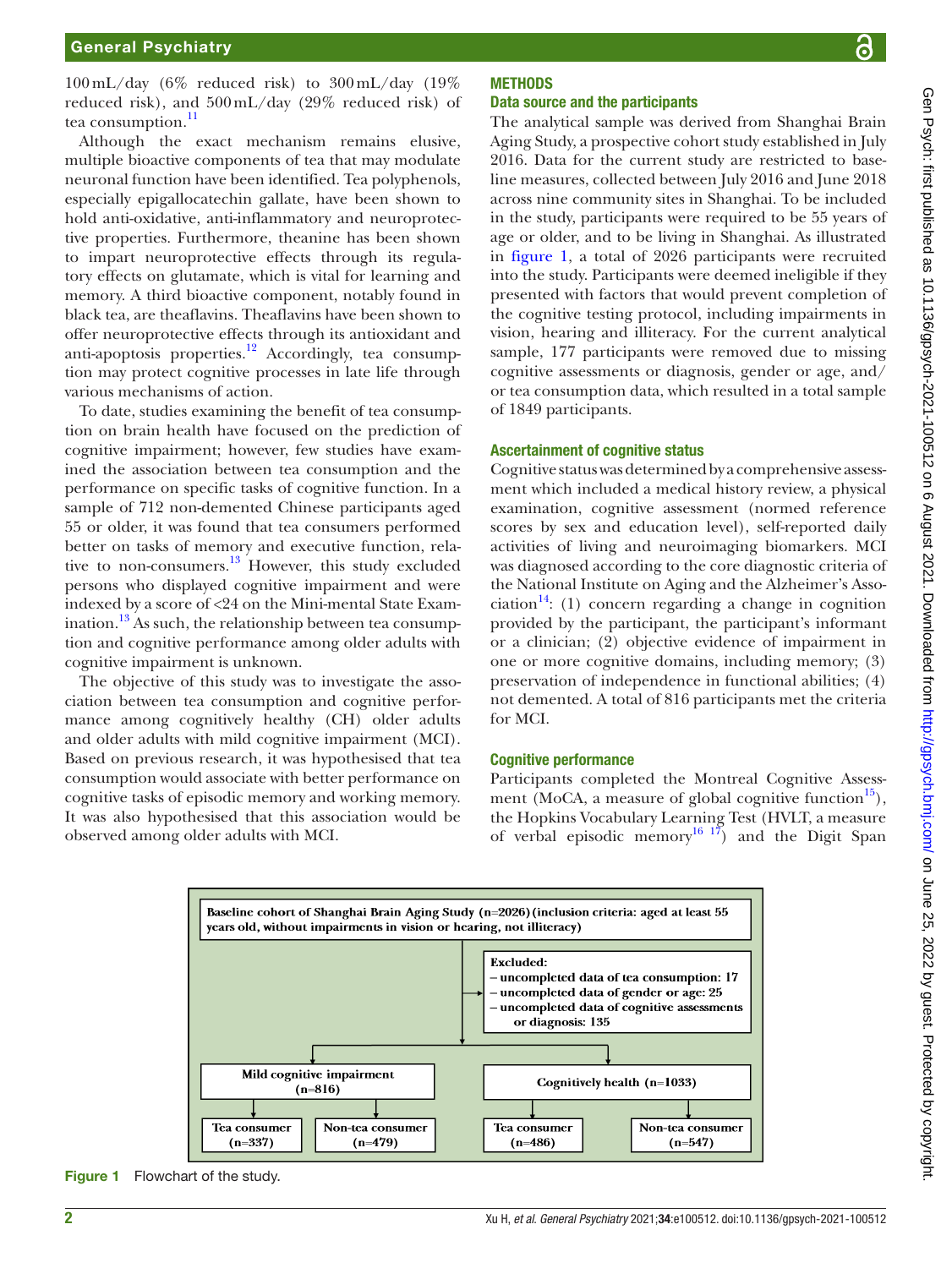100 mL/day (6% reduced risk) to 300 mL/day (19% reduced risk), and 500 mL/day (29% reduced risk) of tea consumption.[11]

Although the exact mechanism remains elusive, multiple bioactive components of tea that may modulate neuronal function have been identified. Tea polyphenols, especially epigallocatechin gallate, have been shown to hold anti-oxidative, anti-inflammatory and neuroprotective properties. Furthermore, theanine has been shown to impart neuroprotective effects through its regulatory effects on glutamate, which is vital for learning and memory. A third bioactive component, notably found in black tea, are theaflavins. Theaflavins have been shown to offer neuroprotective effects through its antioxidant and anti-apoptosis properties.[12] Accordingly, tea consumption may protect cognitive processes in late life through various mechanisms of action.

To date, studies examining the benefit of tea consumption on brain health have focused on the prediction of cognitive impairment; however, few studies have examined the association between tea consumption and the performance on specific tasks of cognitive function. In a sample of 712 non-demented Chinese participants aged 55 or older, it was found that tea consumers performed better on tasks of memory and executive function, relative to non-consumers.[13] However, this study excluded persons who displayed cognitive impairment and were indexed by a score of <24 on the Mini-mental State Examination.[13] As such, the relationship between tea consumption and cognitive performance among older adults with cognitive impairment is unknown.

The objective of this study was to investigate the association between tea consumption and cognitive performance among cognitively healthy (CH) older adults and older adults with mild cognitive impairment (MCI). Based on previous research, it was hypothesised that tea consumption would associate with better performance on cognitive tasks of episodic memory and working memory. It was also hypothesised that this association would be observed among older adults with MCI.

## METHODS

### Data source and the participants

The analytical sample was derived from Shanghai Brain Aging Study, a prospective cohort study established in July 2016. Data for the current study are restricted to baseline measures, collected between July 2016 and June 2018 across nine community sites in Shanghai. To be included in the study, participants were required to be 55 years of age or older, and to be living in Shanghai. As illustrated in figure 1, a total of 2026 participants were recruited into the study. Participants were deemed ineligible if they presented with factors that would prevent completion of the cognitive testing protocol, including impairments in vision, hearing and illiteracy. For the current analytical sample, 177 participants were removed due to missing cognitive assessments or diagnosis, gender or age, and/or tea consumption data, which resulted in a total sample of 1849 participants.

### Ascertainment of cognitive status

Cognitive status was determined by a comprehensive assessment which included a medical history review, a physical examination, cognitive assessment (normed reference scores by sex and education level), self-reported daily activities of living and neuroimaging biomarkers. MCI was diagnosed according to the core diagnostic criteria of the National Institute on Aging and the Alzheimer's Association[14]: (1) concern regarding a change in cognition provided by the participant, the participant's informant or a clinician; (2) objective evidence of impairment in one or more cognitive domains, including memory; (3) preservation of independence in functional abilities; (4) not demented. A total of 816 participants met the criteria for MCI.

### Cognitive performance

Participants completed the Montreal Cognitive Assessment (MoCA, a measure of global cognitive function[15]), the Hopkins Vocabulary Learning Test (HVLT, a measure of verbal episodic memory[16,17]) and the Digit Span

Baseline cohort of Shanghai Brain Aging Study (n=2026) (inclusion criteria: aged at least 55 years old, without impairments in vision or hearing, not illiteracy)

Excluded:
- uncompleted data of tea consumption: 17
- uncompleted data of gender or age: 25
- uncompleted data of cognitive assessments or diagnosis: 135

Mild cognitive impairment (n=816) → Tea consumer (n=337); Non-tea consumer (n=479)

Cognitively health (n=1033) → Tea consumer (n=486); Non-tea consumer (n=547)

Figure 1 Flowchart of the study.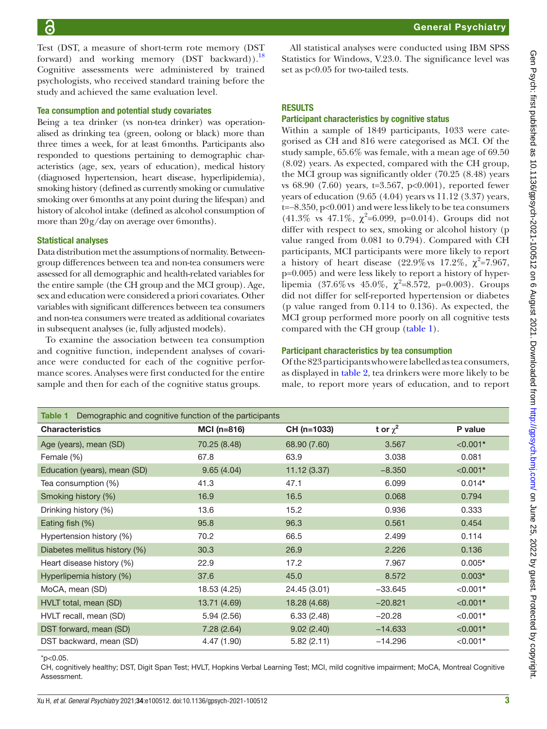Test (DST, a measure of short-term rote memory (DST forward) and working memory (DST backward)).[18] Cognitive assessments were administered by trained psychologists, who received standard training before the study and achieved the same evaluation level.

### Tea consumption and potential study covariates

Being a tea drinker (vs non-tea drinker) was operationalised as drinking tea (green, oolong or black) more than three times a week, for at least 6months. Participants also responded to questions pertaining to demographic characteristics (age, sex, years of education), medical history (diagnosed hypertension, heart disease, hyperlipidemia), smoking history (defined as currently smoking or cumulative smoking over 6months at any point during the lifespan) and history of alcohol intake (defined as alcohol consumption of more than 20g/day on average over 6months).

### Statistical analyses

Data distribution met the assumptions of normality. Between-group differences between tea and non-tea consumers were assessed for all demographic and health-related variables for the entire sample (the CH group and the MCI group). Age, sex and education were considered a priori covariates. Other variables with significant differences between tea consumers and non-tea consumers were treated as additional covariates in subsequent analyses (ie, fully adjusted models).

To examine the association between tea consumption and cognitive function, independent analyses of covariance were conducted for each of the cognitive performance scores. Analyses were first conducted for the entire sample and then for each of the cognitive status groups.

All statistical analyses were conducted using IBM SPSS Statistics for Windows, V.23.0. The significance level was set as p<0.05 for two-tailed tests.

## RESULTS

### Participant characteristics by cognitive status

Within a sample of 1849 participants, 1033 were categorised as CH and 816 were categorised as MCI. Of the study sample, 65.6% was female, with a mean age of 69.50 (8.02) years. As expected, compared with the CH group, the MCI group was significantly older (70.25 (8.48) years vs 68.90 (7.60) years, t=3.567, p<0.001), reported fewer years of education (9.65 (4.04) years vs 11.12 (3.37) years, t=−8.350, p<0.001) and were less likely to be tea consumers (41.3% vs 47.1%, $\chi^2$=6.099, p=0.014). Groups did not differ with respect to sex, smoking or alcohol history (p value ranged from 0.081 to 0.794). Compared with CH participants, MCI participants were more likely to report a history of heart disease (22.9% vs 17.2%, $\chi^2$=7.967, p=0.005) and were less likely to report a history of hyperlipemia (37.6% vs 45.0%, $\chi^2$=8.572, p=0.003). Groups did not differ for self-reported hypertension or diabetes (p value ranged from 0.114 to 0.136). As expected, the MCI group performed more poorly on all cognitive tests compared with the CH group (table 1).

### Participant characteristics by tea consumption

Of the 823 participants who were labelled as tea consumers, as displayed in table 2, tea drinkers were more likely to be male, to report more years of education, and to report

**Table 1** Demographic and cognitive function of the participants

| Characteristics | MCI (n=816) | CH (n=1033) | t or $\chi^2$ | P value |
|---|---|---|---|---|
| Age (years), mean (SD) | 70.25 (8.48) | 68.90 (7.60) | 3.567 | <0.001* |
| Female (%) | 67.8 | 63.9 | 3.038 | 0.081 |
| Education (years), mean (SD) | 9.65 (4.04) | 11.12 (3.37) | −8.350 | <0.001* |
| Tea consumption (%) | 41.3 | 47.1 | 6.099 | 0.014* |
| Smoking history (%) | 16.9 | 16.5 | 0.068 | 0.794 |
| Drinking history (%) | 13.6 | 15.2 | 0.936 | 0.333 |
| Eating fish (%) | 95.8 | 96.3 | 0.561 | 0.454 |
| Hypertension history (%) | 70.2 | 66.5 | 2.499 | 0.114 |
| Diabetes mellitus history (%) | 30.3 | 26.9 | 2.226 | 0.136 |
| Heart disease history (%) | 22.9 | 17.2 | 7.967 | 0.005* |
| Hyperlipemia history (%) | 37.6 | 45.0 | 8.572 | 0.003* |
| MoCA, mean (SD) | 18.53 (4.25) | 24.45 (3.01) | −33.645 | <0.001* |
| HVLT total, mean (SD) | 13.71 (4.69) | 18.28 (4.68) | −20.821 | <0.001* |
| HVLT recall, mean (SD) | 5.94 (2.56) | 6.33 (2.48) | −20.28 | <0.001* |
| DST forward, mean (SD) | 7.28 (2.64) | 9.02 (2.40) | −14.633 | <0.001* |
| DST backward, mean (SD) | 4.47 (1.90) | 5.82 (2.11) | −14.296 | <0.001* |

*p<0.05.

CH, cognitively healthy; DST, Digit Span Test; HVLT, Hopkins Verbal Learning Test; MCI, mild cognitive impairment; MoCA, Montreal Cognitive Assessment.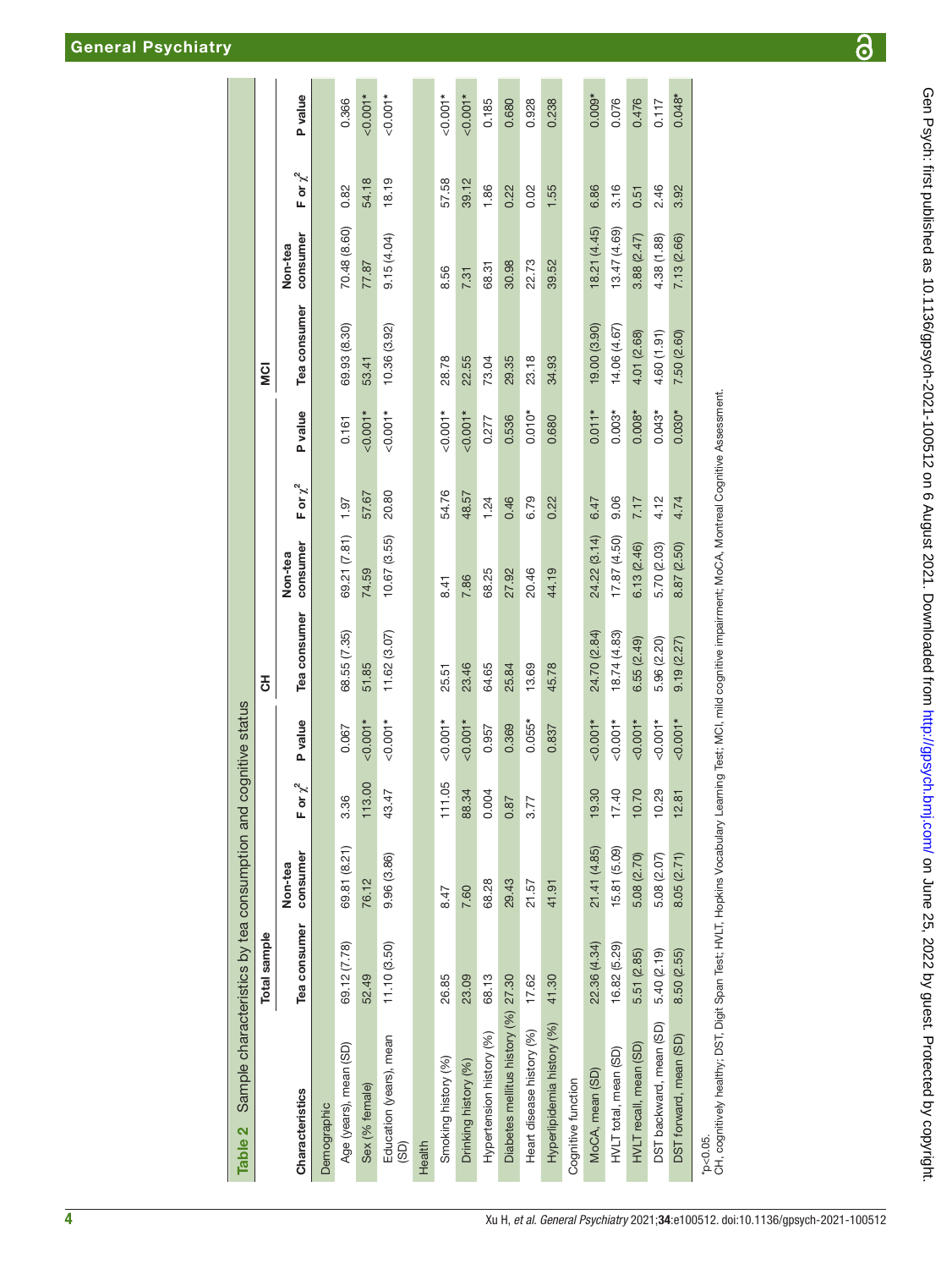**Table 2** Sample characteristics by tea consumption and cognitive status

| Characteristics | Total sample | | | | CH | | | | MCI | | | |
|---|---|---|---|---|---|---|---|---|---|---|---|---|
| | Tea consumer | Non-tea consumer | F or $\chi^2$ | P value | Tea consumer | Non-tea consumer | F or $\chi^2$ | P value | Tea consumer | Non-tea consumer | F or $\chi^2$ | P value |
| Demographic | | | | | | | | | | | | |
| Age (years), mean (SD) | 69.12 (7.78) | 69.81 (8.21) | 3.36 | 0.067 | 68.55 (7.35) | 69.21 (7.81) | 1.97 | 0.161 | 69.93 (8.30) | 70.48 (8.60) | 0.82 | 0.366 |
| Sex (% female) | 52.49 | 76.12 | 113.00 | <0.001* | 51.85 | 74.59 | 57.67 | <0.001* | 53.41 | 77.87 | 54.18 | <0.001* |
| Education (years), mean (SD) | 11.10 (3.50) | 9.96 (3.86) | 43.47 | <0.001* | 11.62 (3.07) | 10.67 (3.55) | 20.80 | <0.001* | 10.36 (3.92) | 9.15 (4.04) | 18.19 | <0.001* |
| Health | | | | | | | | | | | | |
| Smoking history (%) | 26.85 | 8.47 | 111.05 | <0.001* | 25.51 | 8.41 | 54.76 | <0.001* | 28.78 | 8.56 | 57.58 | <0.001* |
| Drinking history (%) | 23.09 | 7.60 | 88.34 | <0.001* | 23.46 | 7.86 | 48.57 | <0.001* | 22.55 | 7.31 | 39.12 | <0.001* |
| Hypertension history (%) | 68.13 | 68.28 | 0.004 | 0.957 | 64.65 | 68.25 | 1.24 | 0.277 | 73.04 | 68.31 | 1.86 | 0.185 |
| Diabetes mellitus history (%) | 27.30 | 29.43 | 0.87 | 0.369 | 25.84 | 27.92 | 0.46 | 0.536 | 29.35 | 30.98 | 0.22 | 0.680 |
| Heart disease history (%) | 17.62 | 21.57 | 3.77 | 0.055* | 13.69 | 20.46 | 6.79 | 0.010* | 23.18 | 22.73 | 0.02 | 0.928 |
| Hyperlipidemia history (%) | 41.30 | 41.91 | | 0.837 | 45.78 | 44.19 | 0.22 | 0.680 | 34.93 | 39.52 | 1.55 | 0.238 |
| Cognitive function | | | | | | | | | | | | |
| MoCA, mean (SD) | 22.36 (4.34) | 21.41 (4.85) | 19.30 | <0.001* | 24.70 (2.84) | 24.22 (3.14) | 6.47 | 0.011* | 19.00 (3.90) | 18.21 (4.45) | 6.86 | 0.009* |
| HVLT total, mean (SD) | 16.82 (5.29) | 15.81 (5.09) | 17.40 | <0.001* | 18.74 (4.83) | 17.87 (4.50) | 9.06 | 0.003* | 14.06 (4.67) | 13.47 (4.69) | 3.16 | 0.076 |
| HVLT recall, mean (SD) | 5.51 (2.85) | 5.08 (2.70) | 10.70 | <0.001* | 6.55 (2.49) | 6.13 (2.46) | 7.17 | 0.008* | 4.01 (2.68) | 3.88 (2.47) | 0.51 | 0.476 |
| DST backward, mean (SD) | 5.40 (2.19) | 5.08 (2.07) | 10.29 | <0.001* | 5.96 (2.20) | 5.70 (2.03) | 4.12 | 0.043* | 4.60 (1.91) | 4.38 (1.88) | 2.46 | 0.117 |
| DST forward, mean (SD) | 8.50 (2.55) | 8.05 (2.71) | 12.81 | <0.001* | 9.19 (2.27) | 8.87 (2.50) | 4.74 | 0.030* | 7.50 (2.60) | 7.13 (2.66) | 3.92 | 0.048* |

*p<0.05.
CH, cognitively healthy; DST, Digit Span Test; HVLT, Hopkins Vocabulary Learning Test; MCI, mild cognitive impairment; MoCA, Montreal Cognitive Assessment.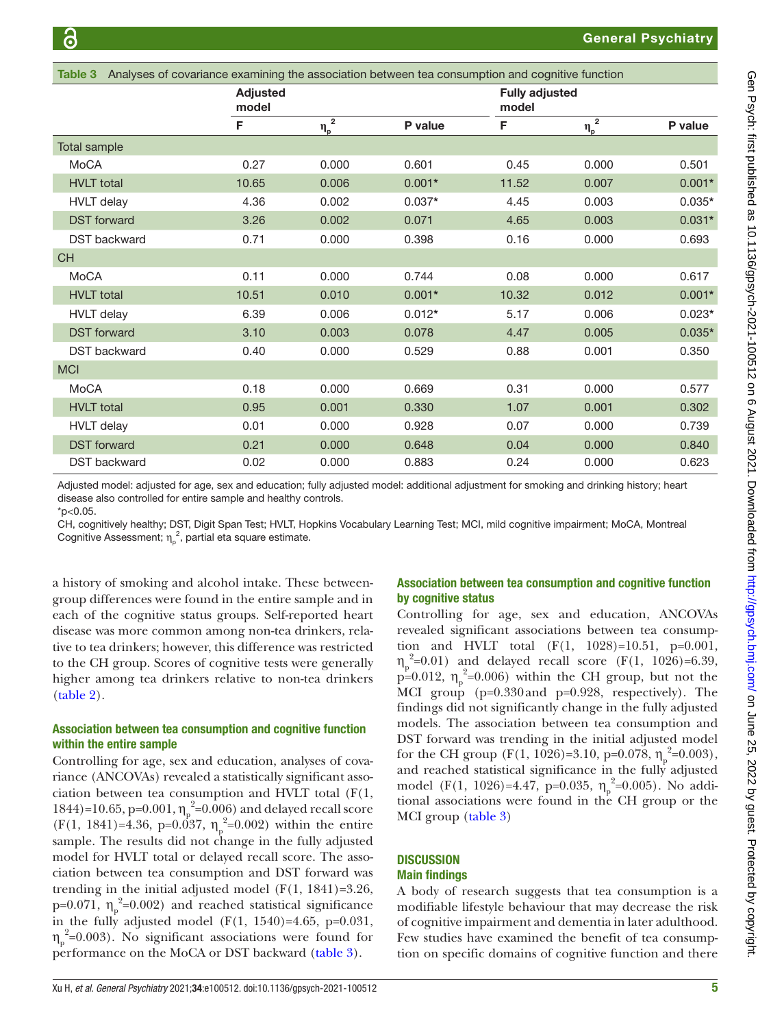Table 3 Analyses of covariance examining the association between tea consumption and cognitive function

| | Adjusted model | | | Fully adjusted model | | |
|---|---|---|---|---|---|---|
| | F | $\eta_p^2$ | P value | F | $\eta_p^2$ | P value |
| **Total sample** | | | | | | |
| MoCA | 0.27 | 0.000 | 0.601 | 0.45 | 0.000 | 0.501 |
| HVLT total | 10.65 | 0.006 | 0.001* | 11.52 | 0.007 | 0.001* |
| HVLT delay | 4.36 | 0.002 | 0.037* | 4.45 | 0.003 | 0.035* |
| DST forward | 3.26 | 0.002 | 0.071 | 4.65 | 0.003 | 0.031* |
| DST backward | 0.71 | 0.000 | 0.398 | 0.16 | 0.000 | 0.693 |
| **CH** | | | | | | |
| MoCA | 0.11 | 0.000 | 0.744 | 0.08 | 0.000 | 0.617 |
| HVLT total | 10.51 | 0.010 | 0.001* | 10.32 | 0.012 | 0.001* |
| HVLT delay | 6.39 | 0.006 | 0.012* | 5.17 | 0.006 | 0.023* |
| DST forward | 3.10 | 0.003 | 0.078 | 4.47 | 0.005 | 0.035* |
| DST backward | 0.40 | 0.000 | 0.529 | 0.88 | 0.001 | 0.350 |
| **MCI** | | | | | | |
| MoCA | 0.18 | 0.000 | 0.669 | 0.31 | 0.000 | 0.577 |
| HVLT total | 0.95 | 0.001 | 0.330 | 1.07 | 0.001 | 0.302 |
| HVLT delay | 0.01 | 0.000 | 0.928 | 0.07 | 0.000 | 0.739 |
| DST forward | 0.21 | 0.000 | 0.648 | 0.04 | 0.000 | 0.840 |
| DST backward | 0.02 | 0.000 | 0.883 | 0.24 | 0.000 | 0.623 |

Adjusted model: adjusted for age, sex and education; fully adjusted model: additional adjustment for smoking and drinking history; heart disease also controlled for entire sample and healthy controls.

*p<0.05.

CH, cognitively healthy; DST, Digit Span Test; HVLT, Hopkins Vocabulary Learning Test; MCI, mild cognitive impairment; MoCA, Montreal Cognitive Assessment; $\eta_p^2$, partial eta square estimate.

a history of smoking and alcohol intake. These between-group differences were found in the entire sample and in each of the cognitive status groups. Self-reported heart disease was more common among non-tea drinkers, relative to tea drinkers; however, this difference was restricted to the CH group. Scores of cognitive tests were generally higher among tea drinkers relative to non-tea drinkers (table 2).

### Association between tea consumption and cognitive function within the entire sample

Controlling for age, sex and education, analyses of covariance (ANCOVAs) revealed a statistically significant association between tea consumption and HVLT total ($F(1, 1844)=10.65$, $p=0.001$, $\eta_p^2=0.006$) and delayed recall score ($F(1, 1841)=4.36$, $p=0.037$, $\eta_p^2=0.002$) within the entire sample. The results did not change in the fully adjusted model for HVLT total or delayed recall score. The association between tea consumption and DST forward was trending in the initial adjusted model ($F(1, 1841)=3.26$, $p=0.071$, $\eta_p^2=0.002$) and reached statistical significance in the fully adjusted model ($F(1, 1540)=4.65$, $p=0.031$, $\eta_p^2=0.003$). No significant associations were found for performance on the MoCA or DST backward (table 3).

### Association between tea consumption and cognitive function by cognitive status

Controlling for age, sex and education, ANCOVAs revealed significant associations between tea consumption and HVLT total ($F(1, 1028)=10.51$, $p=0.001$, $\eta_p^2=0.01$) and delayed recall score ($F(1, 1026)=6.39$, $p=0.012$, $\eta_p^2=0.006$) within the CH group, but not the MCI group ($p=0.330$ and $p=0.928$, respectively). The findings did not significantly change in the fully adjusted models. The association between tea consumption and DST forward was trending in the initial adjusted model for the CH group ($F(1, 1026)=3.10$, $p=0.078$, $\eta_p^2=0.003$), and reached statistical significance in the fully adjusted model ($F(1, 1026)=4.47$, $p=0.035$, $\eta_p^2=0.005$). No additional associations were found in the CH group or the MCI group (table 3)

## DISCUSSION

### Main findings

A body of research suggests that tea consumption is a modifiable lifestyle behaviour that may decrease the risk of cognitive impairment and dementia in later adulthood. Few studies have examined the benefit of tea consumption on specific domains of cognitive function and there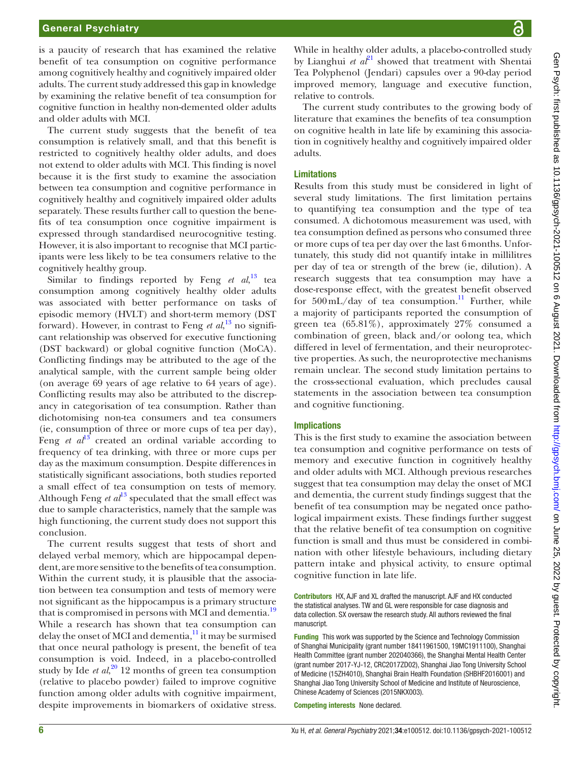is a paucity of research that has examined the relative benefit of tea consumption on cognitive performance among cognitively healthy and cognitively impaired older adults. The current study addressed this gap in knowledge by examining the relative benefit of tea consumption for cognitive function in healthy non-demented older adults and older adults with MCI.

The current study suggests that the benefit of tea consumption is relatively small, and that this benefit is restricted to cognitively healthy older adults, and does not extend to older adults with MCI. This finding is novel because it is the first study to examine the association between tea consumption and cognitive performance in cognitively healthy and cognitively impaired older adults separately. These results further call to question the benefits of tea consumption once cognitive impairment is expressed through standardised neurocognitive testing. However, it is also important to recognise that MCI participants were less likely to be tea consumers relative to the cognitively healthy group.

Similar to findings reported by Feng *et al*,[13] tea consumption among cognitively healthy older adults was associated with better performance on tasks of episodic memory (HVLT) and short-term memory (DST forward). However, in contrast to Feng *et al*,[13] no significant relationship was observed for executive functioning (DST backward) or global cognitive function (MoCA). Conflicting findings may be attributed to the age of the analytical sample, with the current sample being older (on average 69 years of age relative to 64 years of age). Conflicting results may also be attributed to the discrepancy in categorisation of tea consumption. Rather than dichotomising non-tea consumers and tea consumers (ie, consumption of three or more cups of tea per day), Feng *et al*[13] created an ordinal variable according to frequency of tea drinking, with three or more cups per day as the maximum consumption. Despite differences in statistically significant associations, both studies reported a small effect of tea consumption on tests of memory. Although Feng *et al*[13] speculated that the small effect was due to sample characteristics, namely that the sample was high functioning, the current study does not support this conclusion.

The current results suggest that tests of short and delayed verbal memory, which are hippocampal dependent, are more sensitive to the benefits of tea consumption. Within the current study, it is plausible that the association between tea consumption and tests of memory were not significant as the hippocampus is a primary structure that is compromised in persons with MCI and dementia.[19] While a research has shown that tea consumption can delay the onset of MCI and dementia,[11] it may be surmised that once neural pathology is present, the benefit of tea consumption is void. Indeed, in a placebo-controlled study by Ide *et al*,[20] 12 months of green tea consumption (relative to placebo powder) failed to improve cognitive function among older adults with cognitive impairment, despite improvements in biomarkers of oxidative stress. While in healthy older adults, a placebo-controlled study by Lianghui *et al*[21] showed that treatment with Shentai Tea Polyphenol (Jendari) capsules over a 90-day period improved memory, language and executive function, relative to controls.

The current study contributes to the growing body of literature that examines the benefits of tea consumption on cognitive health in late life by examining this association in cognitively healthy and cognitively impaired older adults.

## Limitations

Results from this study must be considered in light of several study limitations. The first limitation pertains to quantifying tea consumption and the type of tea consumed. A dichotomous measurement was used, with tea consumption defined as persons who consumed three or more cups of tea per day over the last 6 months. Unfortunately, this study did not quantify intake in millilitres per day of tea or strength of the brew (ie, dilution). A research suggests that tea consumption may have a dose-response effect, with the greatest benefit observed for 500 mL/day of tea consumption.[11] Further, while a majority of participants reported the consumption of green tea (65.81%), approximately 27% consumed a combination of green, black and/or oolong tea, which differed in level of fermentation, and their neuroprotective properties. As such, the neuroprotective mechanisms remain unclear. The second study limitation pertains to the cross-sectional evaluation, which precludes causal statements in the association between tea consumption and cognitive functioning.

## Implications

This is the first study to examine the association between tea consumption and cognitive performance on tests of memory and executive function in cognitively healthy and older adults with MCI. Although previous researches suggest that tea consumption may delay the onset of MCI and dementia, the current study findings suggest that the benefit of tea consumption may be negated once pathological impairment exists. These findings further suggest that the relative benefit of tea consumption on cognitive function is small and thus must be considered in combination with other lifestyle behaviours, including dietary pattern intake and physical activity, to ensure optimal cognitive function in late life.

**Contributors** HX, AJF and XL drafted the manuscript. AJF and HX conducted the statistical analyses. TW and GL were responsible for case diagnosis and data collection. SX oversaw the research study. All authors reviewed the final manuscript.

**Funding** This work was supported by the Science and Technology Commission of Shanghai Municipality (grant number 18411961500, 19MC1911100), Shanghai Health Committee (grant number 202040366), the Shanghai Mental Health Center (grant number 2017-YJ-12, CRC2017ZD02), Shanghai Jiao Tong University School of Medicine (15ZH4010), Shanghai Brain Health Foundation (SHBHF2016001) and Shanghai Jiao Tong University School of Medicine and Institute of Neuroscience, Chinese Academy of Sciences (2015NKX003).

**Competing interests** None declared.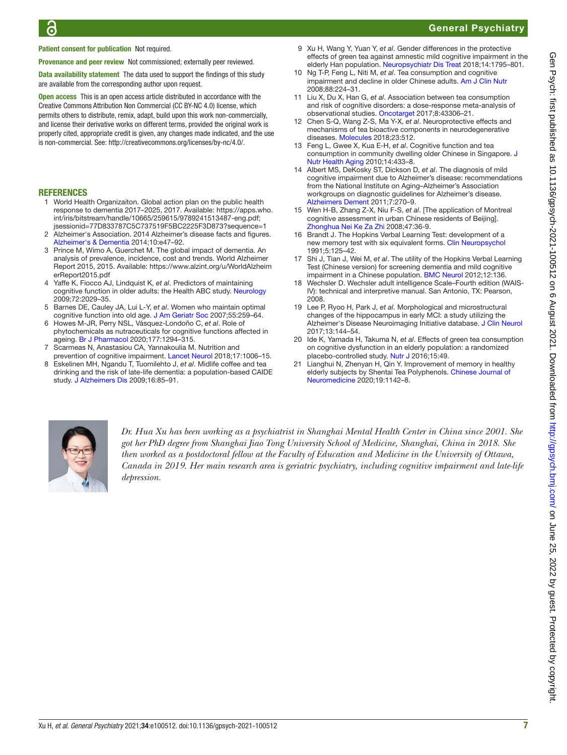**Patient consent for publication** Not required.

**Provenance and peer review** Not commissioned; externally peer reviewed.

**Data availability statement** The data used to support the findings of this study are available from the corresponding author upon request.

**Open access** This is an open access article distributed in accordance with the Creative Commons Attribution Non Commercial (CC BY-NC 4.0) license, which permits others to distribute, remix, adapt, build upon this work non-commercially, and license their derivative works on different terms, provided the original work is properly cited, appropriate credit is given, any changes made indicated, and the use is non-commercial. See: http://creativecommons.org/licenses/by-nc/4.0/.

## REFERENCES

1. World Health Organizaiton. Global action plan on the public health response to dementia 2017–2025, 2017. Available: https://apps.who.int/iris/bitstream/handle/10665/259615/9789241513487-eng.pdf;jsessionid=77D833787C5C737519F5BC2225F3D873?sequence=1
2. Alzheimer's Association. 2014 Alzheimer's disease facts and figures. Alzheimer's & Dementia 2014;10:e47–92.
3. Prince M, Wimo A, Guerchet M. The global impact of dementia. An analysis of prevalence, incidence, cost and trends. World Alzheimer Report 2015, 2015. Available: https://www.alzint.org/u/WorldAlzheimerReport2015.pdf
4. Yaffe K, Fiocco AJ, Lindquist K, *et al*. Predictors of maintaining cognitive function in older adults: the Health ABC study. Neurology 2009;72:2029–35.
5. Barnes DE, Cauley JA, Lui L-Y, *et al*. Women who maintain optimal cognitive function into old age. J Am Geriatr Soc 2007;55:259–64.
6. Howes M-JR, Perry NSL, Vásquez-Londoño C, *et al*. Role of phytochemicals as nutraceuticals for cognitive functions affected in ageing. Br J Pharmacol 2020;177:1294–315.
7. Scarmeas N, Anastasiou CA, Yannakoulia M. Nutrition and prevention of cognitive impairment. Lancet Neurol 2018;17:1006–15.
8. Eskelinen MH, Ngandu T, Tuomilehto J, *et al*. Midlife coffee and tea drinking and the risk of late-life dementia: a population-based CAIDE study. J Alzheimers Dis 2009;16:85–91.
9. Xu H, Wang Y, Yuan Y, *et al*. Gender differences in the protective effects of green tea against amnestic mild cognitive impairment in the elderly Han population. Neuropsychiatr Dis Treat 2018;14:1795–801.
10. Ng T-P, Feng L, Niti M, *et al*. Tea consumption and cognitive impairment and decline in older Chinese adults. Am J Clin Nutr 2008;88:224–31.
11. Liu X, Du X, Han G, *et al*. Association between tea consumption and risk of cognitive disorders: a dose-response meta-analysis of observational studies. Oncotarget 2017;8:43306–21.
12. Chen S-Q, Wang Z-S, Ma Y-X, *et al*. Neuroprotective effects and mechanisms of tea bioactive components in neurodegenerative diseases. Molecules 2018;23:512.
13. Feng L, Gwee X, Kua E-H, *et al*. Cognitive function and tea consumption in community dwelling older Chinese in Singapore. J Nutr Health Aging 2010;14:433–8.
14. Albert MS, DeKosky ST, Dickson D, *et al*. The diagnosis of mild cognitive impairment due to Alzheimer's disease: recommendations from the National Institute on Aging–Alzheimer's Association workgroups on diagnostic guidelines for Alzheimer's disease. Alzheimers Dement 2011;7:270–9.
15. Wen H-B, Zhang Z-X, Niu F-S, *et al*. [The application of Montreal cognitive assessment in urban Chinese residents of Beijing]. Zhonghua Nei Ke Za Zhi 2008;47:36-9.
16. Brandt J. The Hopkins Verbal Learning Test: development of a new memory test with six equivalent forms. Clin Neuropsychol 1991;5:125–42.
17. Shi J, Tian J, Wei M, *et al*. The utility of the Hopkins Verbal Learning Test (Chinese version) for screening dementia and mild cognitive impairment in a Chinese population. BMC Neurol 2012;12:136.
18. Wechsler D. Wechsler adult intelligence Scale–Fourth edition (WAIS-IV): technical and interpretive manual. San Antonio, TX: Pearson, 2008.
19. Lee P, Ryoo H, Park J, *et al*. Morphological and microstructural changes of the hippocampus in early MCI: a study utilizing the Alzheimer's Disease Neuroimaging Initiative database. J Clin Neurol 2017;13:144–54.
20. Ide K, Yamada H, Takuma N, *et al*. Effects of green tea consumption on cognitive dysfunction in an elderly population: a randomized placebo-controlled study. Nutr J 2016;15:49.
21. Lianghui N, Zhenyan H, Qin Y. Improvement of memory in healthy elderly subjects by Shentai Tea Polyphenols. Chinese Journal of Neuromedicine 2020;19:1142–8.

*Dr. Hua Xu has been working as a psychiatrist in Shanghai Mental Health Center in China since 2001. She got her PhD degree from Shanghai Jiao Tong University School of Medicine, Shanghai, China in 2018. She then worked as a postdoctoral fellow at the Faculty of Education and Medicine in the University of Ottawa, Canada in 2019. Her main research area is geriatric psychiatry, including cognitive impairment and late-life depression.*